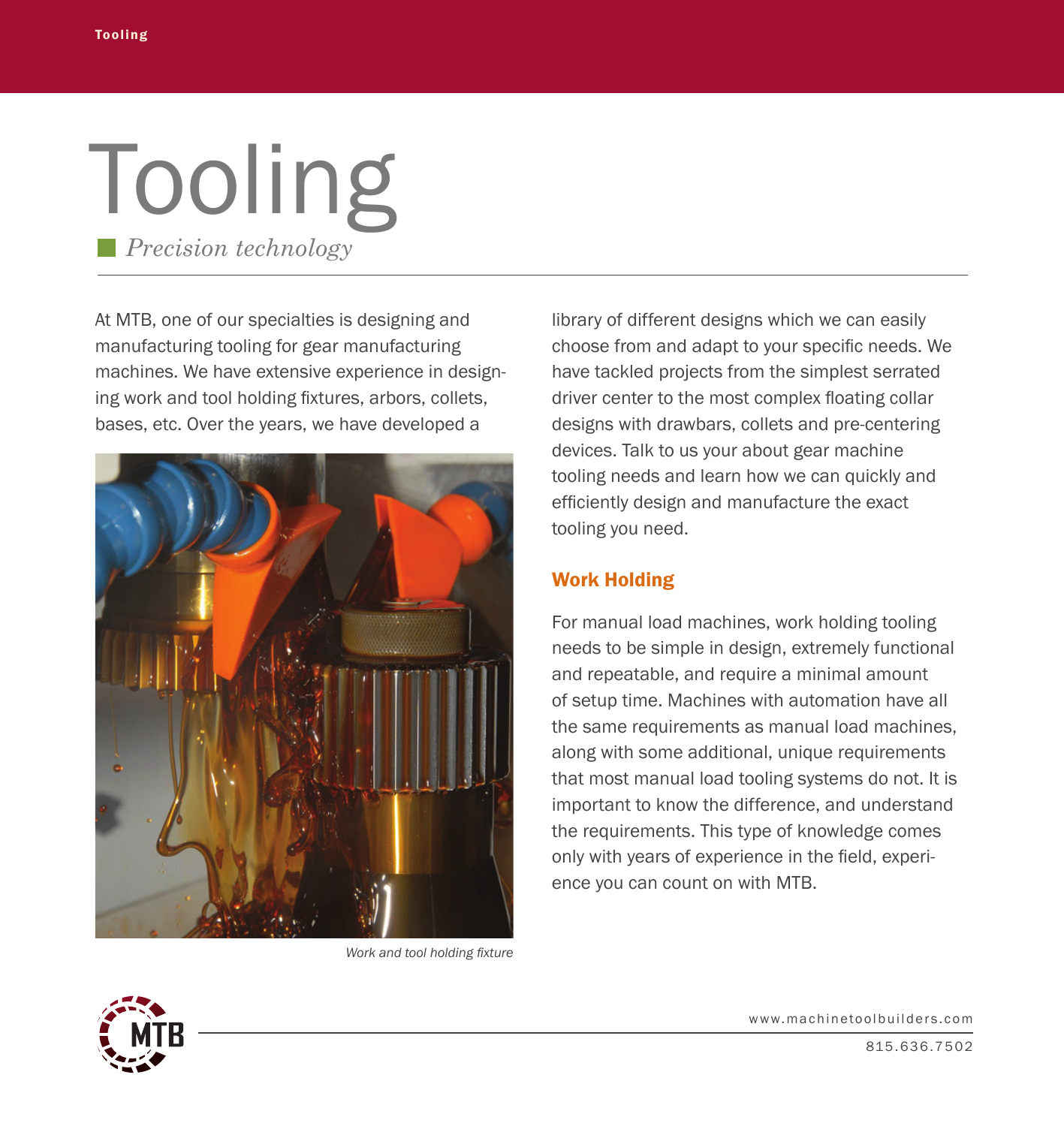# Tooling

*Precision technology*

At MTB, one of our specialties is designing and manufacturing tooling for gear manufacturing machines. We have extensive experience in designing work and tool holding fixtures, arbors, collets, bases, etc. Over the years, we have developed a library of different designs which we can easily choose from and adapt to your specific needs. We have tackled projects from the simplest serrated driver center to the most complex floating collar designs with drawbars, collets and pre-centering devices. Talk to us your about gear machine tooling needs and learn how we can quickly and efficiently design and manufacture the exact tooling you need.

*Work and tool holding fixture*

## Work Holding

For manual load machines, work holding tooling needs to be simple in design, extremely functional and repeatable, and require a minimal amount of setup time. Machines with automation have all the same requirements as manual load machines, along with some additional, unique requirements that most manual load tooling systems do not. It is important to know the difference, and understand the requirements. This type of knowledge comes only with years of experience in the field, experience you can count on with MTB.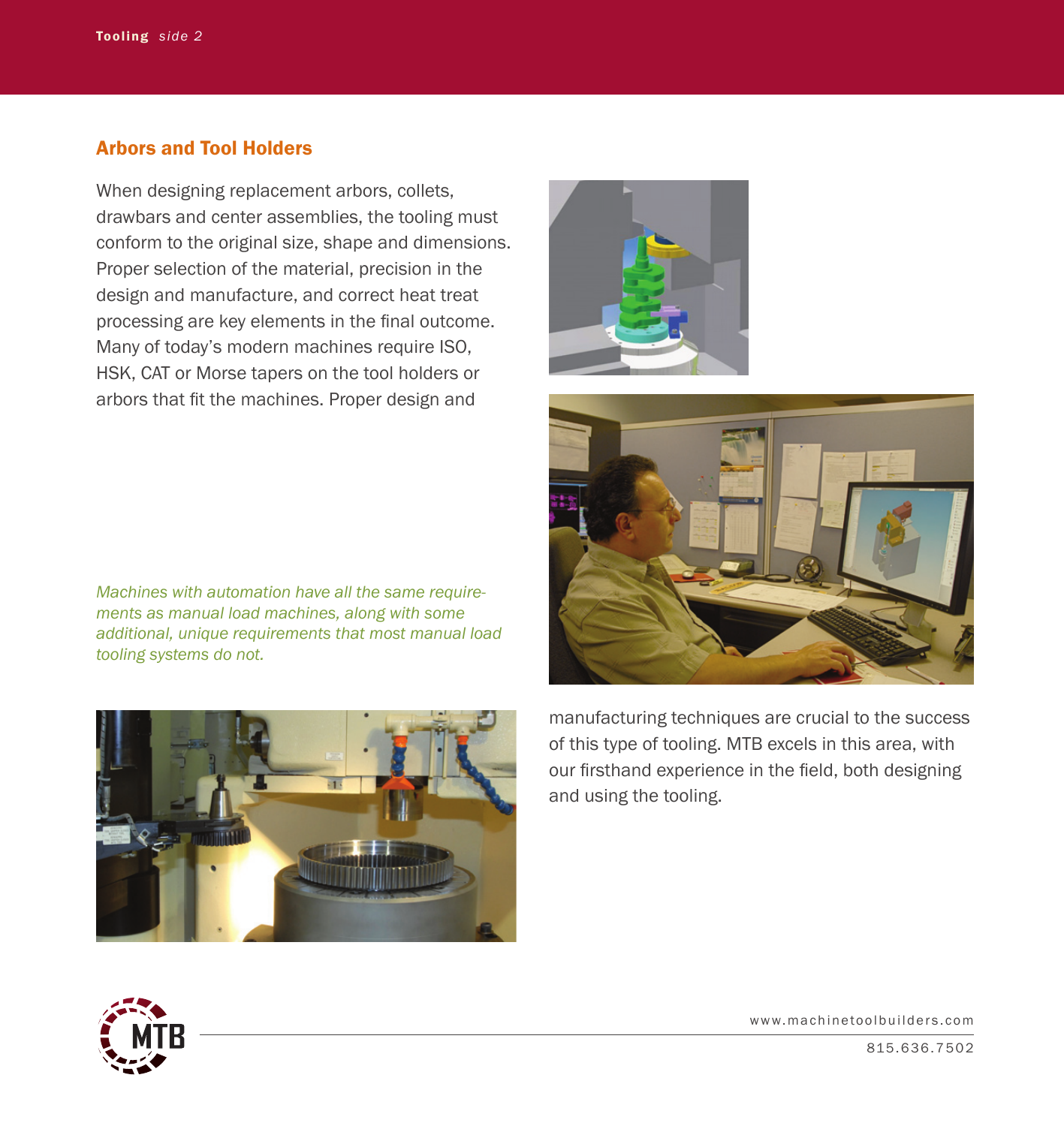## Arbors and Tool Holders

When designing replacement arbors, collets, drawbars and center assemblies, the tooling must conform to the original size, shape and dimensions. Proper selection of the material, precision in the design and manufacture, and correct heat treat processing are key elements in the final outcome. Many of today's modern machines require ISO, HSK, CAT or Morse tapers on the tool holders or arbors that fit the machines. Proper design and manufacturing techniques are crucial to the success of this type of tooling. MTB excels in this area, with our firsthand experience in the field, both designing and using the tooling.

*Machines with automation have all the same requirements as manual load machines, along with some additional, unique requirements that most manual load tooling systems do not.*

www.machinetoolbuilders.com

815.636.7502